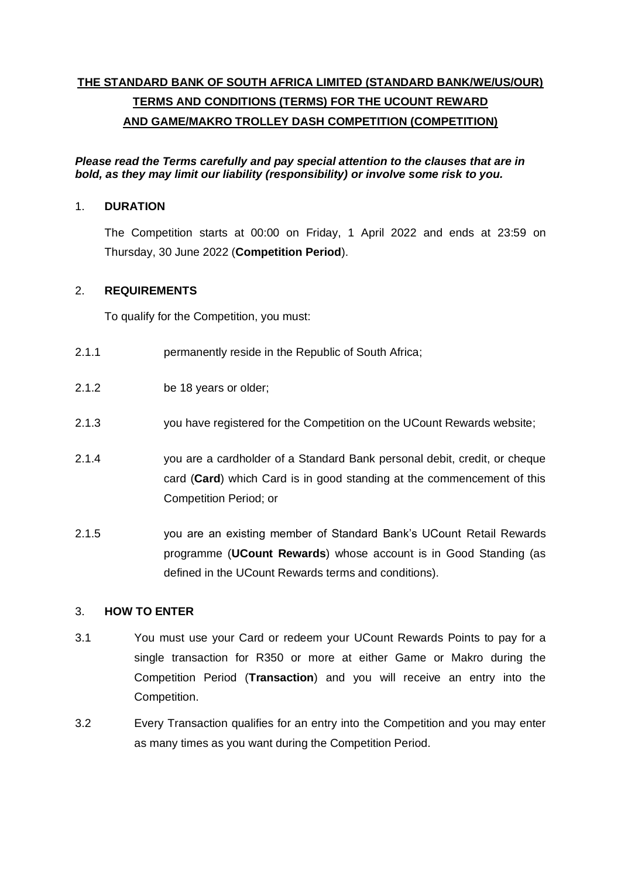**THE STANDARD BANK OF SOUTH AFRICA LIMITED (STANDARD BANK/WE/US/OUR) TERMS AND CONDITIONS (TERMS) FOR THE UCOUNT REWARD AND GAME/MAKRO TROLLEY DASH COMPETITION (COMPETITION)**

***Please read the Terms carefully and pay special attention to the clauses that are in bold, as they may limit our liability (responsibility) or involve some risk to you.***

## 1. DURATION

The Competition starts at 00:00 on Friday, 1 April 2022 and ends at 23:59 on Thursday, 30 June 2022 (**Competition Period**).

## 2. REQUIREMENTS

To qualify for the Competition, you must:

2.1.1 permanently reside in the Republic of South Africa;

2.1.2 be 18 years or older;

2.1.3 you have registered for the Competition on the UCount Rewards website;

2.1.4 you are a cardholder of a Standard Bank personal debit, credit, or cheque card (**Card**) which Card is in good standing at the commencement of this Competition Period; or

2.1.5 you are an existing member of Standard Bank's UCount Retail Rewards programme (**UCount Rewards**) whose account is in Good Standing (as defined in the UCount Rewards terms and conditions).

## 3. HOW TO ENTER

3.1 You must use your Card or redeem your UCount Rewards Points to pay for a single transaction for R350 or more at either Game or Makro during the Competition Period (**Transaction**) and you will receive an entry into the Competition.

3.2 Every Transaction qualifies for an entry into the Competition and you may enter as many times as you want during the Competition Period.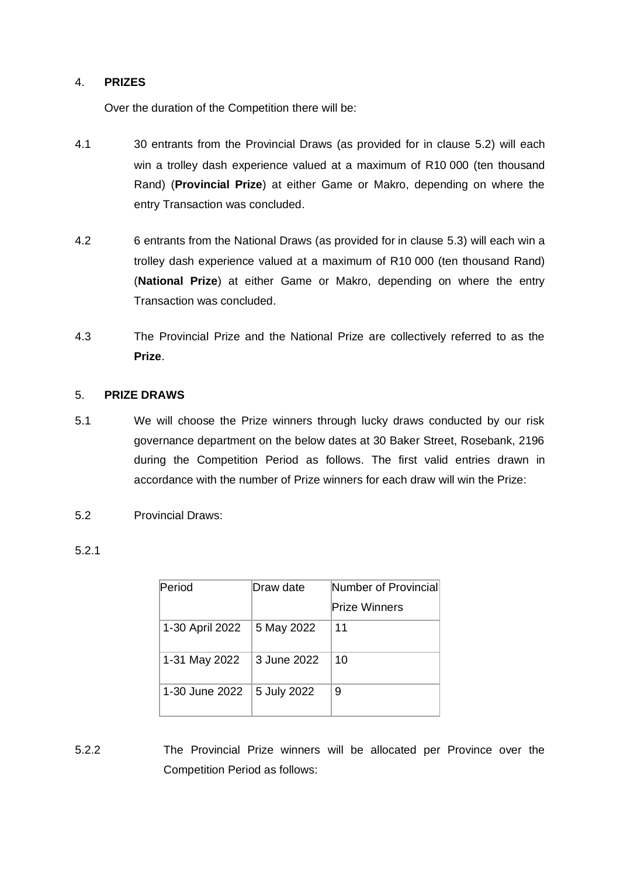4. **PRIZES**

Over the duration of the Competition there will be:

4.1 30 entrants from the Provincial Draws (as provided for in clause 5.2) will each win a trolley dash experience valued at a maximum of R10 000 (ten thousand Rand) (**Provincial Prize**) at either Game or Makro, depending on where the entry Transaction was concluded.

4.2 6 entrants from the National Draws (as provided for in clause 5.3) will each win a trolley dash experience valued at a maximum of R10 000 (ten thousand Rand) (**National Prize**) at either Game or Makro, depending on where the entry Transaction was concluded.

4.3 The Provincial Prize and the National Prize are collectively referred to as the **Prize**.

5. **PRIZE DRAWS**

5.1 We will choose the Prize winners through lucky draws conducted by our risk governance department on the below dates at 30 Baker Street, Rosebank, 2196 during the Competition Period as follows. The first valid entries drawn in accordance with the number of Prize winners for each draw will win the Prize:

5.2 Provincial Draws:

5.2.1

| Period | Draw date | Number of Provincial Prize Winners |
|---|---|---|
| 1-30 April 2022 | 5 May 2022 | 11 |
| 1-31 May 2022 | 3 June 2022 | 10 |
| 1-30 June 2022 | 5 July 2022 | 9 |

5.2.2 The Provincial Prize winners will be allocated per Province over the Competition Period as follows: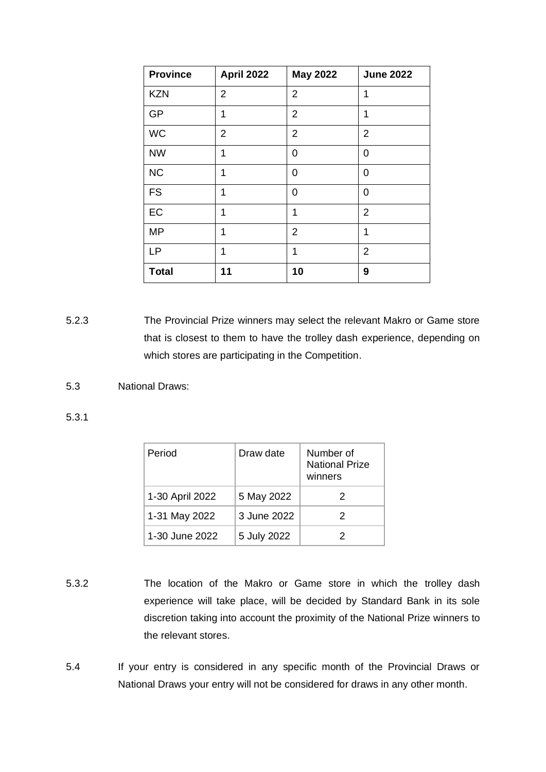| Province | April 2022 | May 2022 | June 2022 |
| --- | --- | --- | --- |
| KZN | 2 | 2 | 1 |
| GP | 1 | 2 | 1 |
| WC | 2 | 2 | 2 |
| NW | 1 | 0 | 0 |
| NC | 1 | 0 | 0 |
| FS | 1 | 0 | 0 |
| EC | 1 | 1 | 2 |
| MP | 1 | 2 | 1 |
| LP | 1 | 1 | 2 |
| **Total** | **11** | **10** | **9** |

5.2.3 The Provincial Prize winners may select the relevant Makro or Game store that is closest to them to have the trolley dash experience, depending on which stores are participating in the Competition.

5.3 National Draws:

5.3.1

| Period | Draw date | Number of National Prize winners |
| --- | --- | --- |
| 1-30 April 2022 | 5 May 2022 | 2 |
| 1-31 May 2022 | 3 June 2022 | 2 |
| 1-30 June 2022 | 5 July 2022 | 2 |

5.3.2 The location of the Makro or Game store in which the trolley dash experience will take place, will be decided by Standard Bank in its sole discretion taking into account the proximity of the National Prize winners to the relevant stores.

5.4 If your entry is considered in any specific month of the Provincial Draws or National Draws your entry will not be considered for draws in any other month.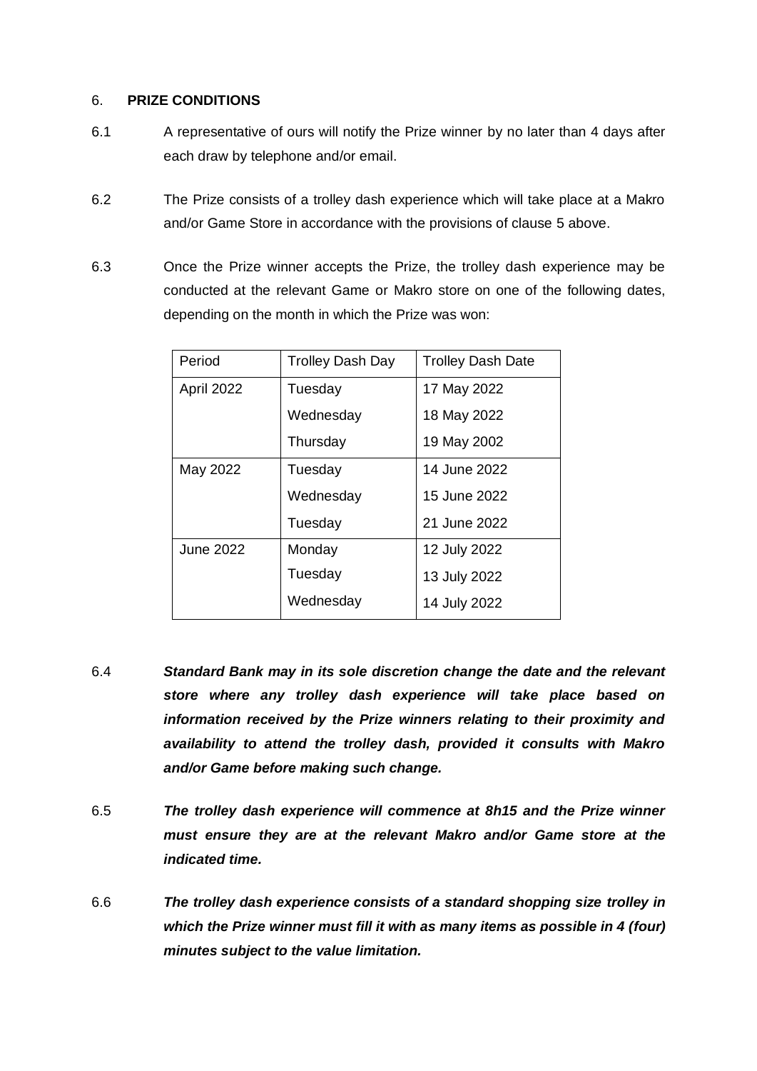6. **PRIZE CONDITIONS**

6.1 A representative of ours will notify the Prize winner by no later than 4 days after each draw by telephone and/or email.

6.2 The Prize consists of a trolley dash experience which will take place at a Makro and/or Game Store in accordance with the provisions of clause 5 above.

6.3 Once the Prize winner accepts the Prize, the trolley dash experience may be conducted at the relevant Game or Makro store on one of the following dates, depending on the month in which the Prize was won:

| Period | Trolley Dash Day | Trolley Dash Date |
|---|---|---|
| April 2022 | Tuesday | 17 May 2022 |
| | Wednesday | 18 May 2022 |
| | Thursday | 19 May 2002 |
| May 2022 | Tuesday | 14 June 2022 |
| | Wednesday | 15 June 2022 |
| | Tuesday | 21 June 2022 |
| June 2022 | Monday | 12 July 2022 |
| | Tuesday | 13 July 2022 |
| | Wednesday | 14 July 2022 |

6.4 ***Standard Bank may in its sole discretion change the date and the relevant store where any trolley dash experience will take place based on information received by the Prize winners relating to their proximity and availability to attend the trolley dash, provided it consults with Makro and/or Game before making such change.***

6.5 ***The trolley dash experience will commence at 8h15 and the Prize winner must ensure they are at the relevant Makro and/or Game store at the indicated time.***

6.6 ***The trolley dash experience consists of a standard shopping size trolley in which the Prize winner must fill it with as many items as possible in 4 (four) minutes subject to the value limitation.***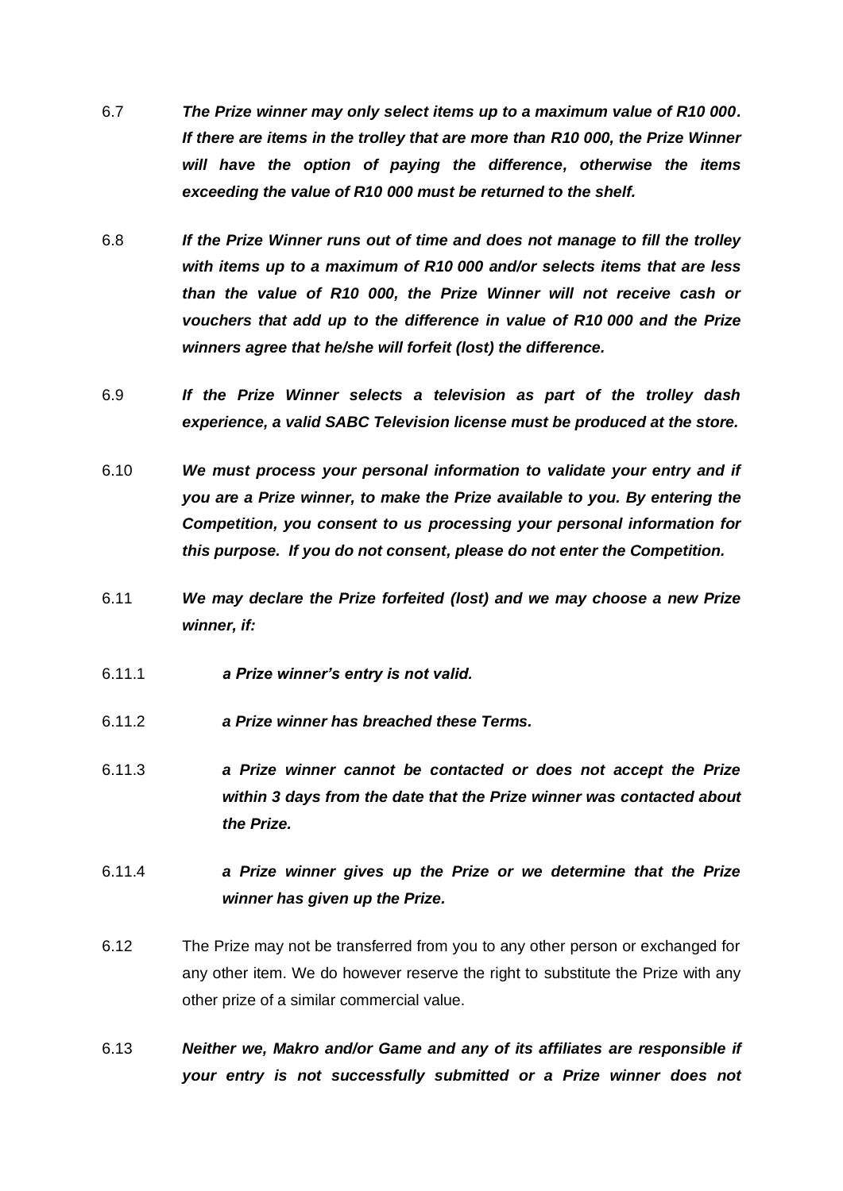6.7 ***The Prize winner may only select items up to a maximum value of R10 000. If there are items in the trolley that are more than R10 000, the Prize Winner will have the option of paying the difference, otherwise the items exceeding the value of R10 000 must be returned to the shelf.***

6.8 ***If the Prize Winner runs out of time and does not manage to fill the trolley with items up to a maximum of R10 000 and/or selects items that are less than the value of R10 000, the Prize Winner will not receive cash or vouchers that add up to the difference in value of R10 000 and the Prize winners agree that he/she will forfeit (lost) the difference.***

6.9 ***If the Prize Winner selects a television as part of the trolley dash experience, a valid SABC Television license must be produced at the store.***

6.10 ***We must process your personal information to validate your entry and if you are a Prize winner, to make the Prize available to you. By entering the Competition, you consent to us processing your personal information for this purpose. If you do not consent, please do not enter the Competition.***

6.11 ***We may declare the Prize forfeited (lost) and we may choose a new Prize winner, if:***

6.11.1 ***a Prize winner's entry is not valid.***

6.11.2 ***a Prize winner has breached these Terms.***

6.11.3 ***a Prize winner cannot be contacted or does not accept the Prize within 3 days from the date that the Prize winner was contacted about the Prize.***

6.11.4 ***a Prize winner gives up the Prize or we determine that the Prize winner has given up the Prize.***

6.12 The Prize may not be transferred from you to any other person or exchanged for any other item. We do however reserve the right to substitute the Prize with any other prize of a similar commercial value.

6.13 ***Neither we, Makro and/or Game and any of its affiliates are responsible if your entry is not successfully submitted or a Prize winner does not***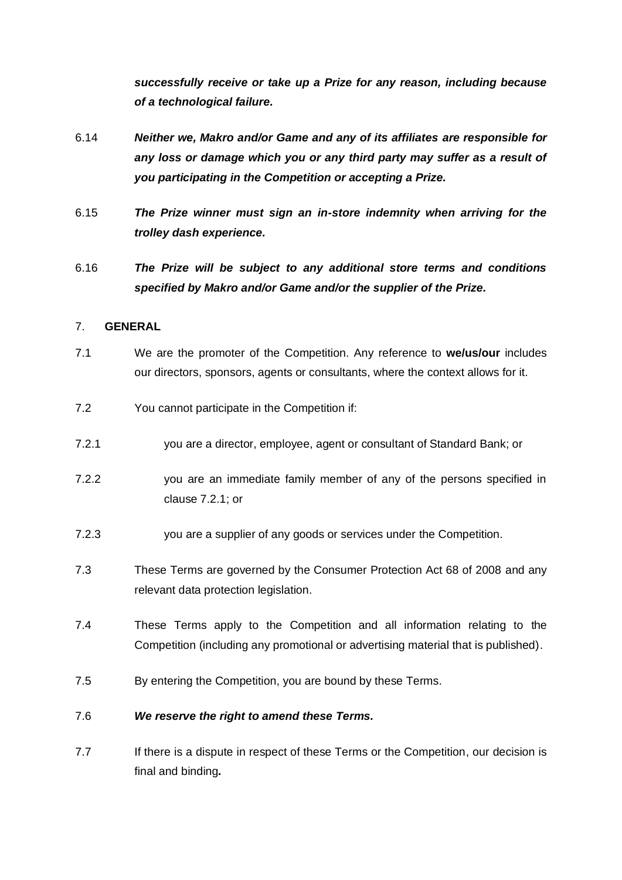***successfully receive or take up a Prize for any reason, including because of a technological failure.***

6.14 ***Neither we, Makro and/or Game and any of its affiliates are responsible for any loss or damage which you or any third party may suffer as a result of you participating in the Competition or accepting a Prize.***

6.15 ***The Prize winner must sign an in-store indemnity when arriving for the trolley dash experience.***

6.16 ***The Prize will be subject to any additional store terms and conditions specified by Makro and/or Game and/or the supplier of the Prize.***

## 7. GENERAL

7.1 We are the promoter of the Competition. Any reference to **we/us/our** includes our directors, sponsors, agents or consultants, where the context allows for it.

7.2 You cannot participate in the Competition if:

7.2.1 you are a director, employee, agent or consultant of Standard Bank; or

7.2.2 you are an immediate family member of any of the persons specified in clause 7.2.1; or

7.2.3 you are a supplier of any goods or services under the Competition.

7.3 These Terms are governed by the Consumer Protection Act 68 of 2008 and any relevant data protection legislation.

7.4 These Terms apply to the Competition and all information relating to the Competition (including any promotional or advertising material that is published).

7.5 By entering the Competition, you are bound by these Terms.

7.6 ***We reserve the right to amend these Terms.***

7.7 If there is a dispute in respect of these Terms or the Competition, our decision is final and binding**.**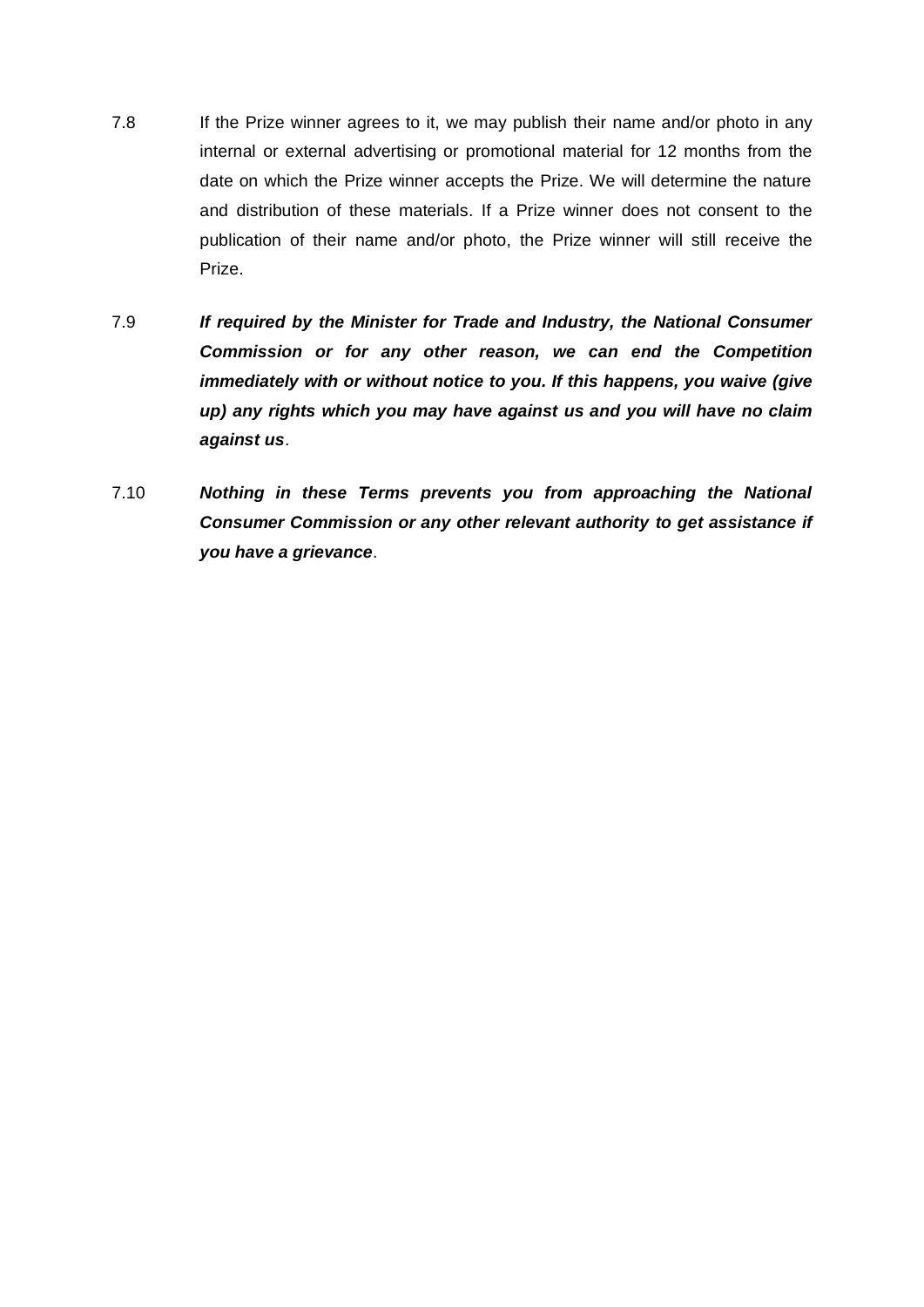7.8 If the Prize winner agrees to it, we may publish their name and/or photo in any internal or external advertising or promotional material for 12 months from the date on which the Prize winner accepts the Prize. We will determine the nature and distribution of these materials. If a Prize winner does not consent to the publication of their name and/or photo, the Prize winner will still receive the Prize.

7.9 ***If required by the Minister for Trade and Industry, the National Consumer Commission or for any other reason, we can end the Competition immediately with or without notice to you. If this happens, you waive (give up) any rights which you may have against us and you will have no claim against us***.

7.10 ***Nothing in these Terms prevents you from approaching the National Consumer Commission or any other relevant authority to get assistance if you have a grievance***.